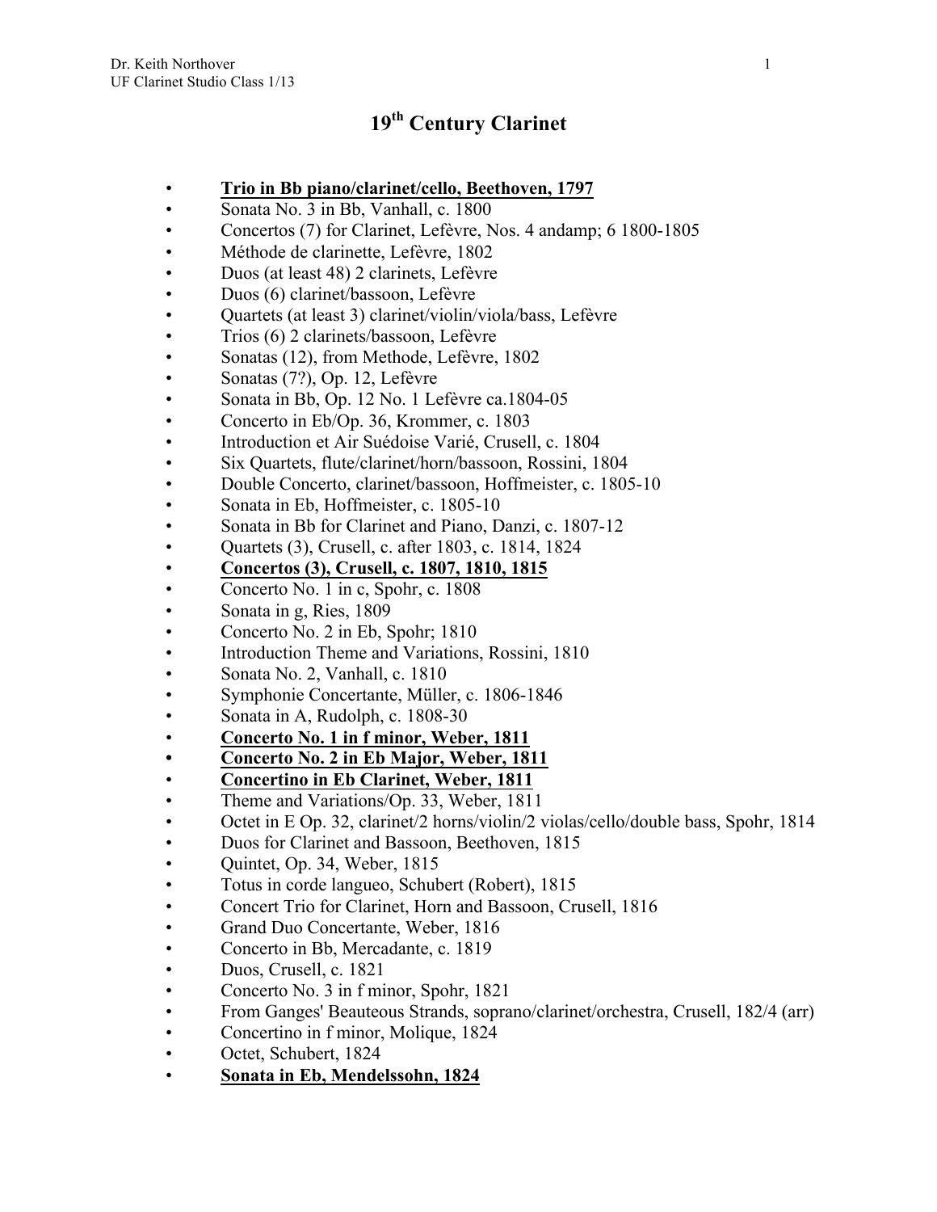# 19th Century Clarinet

- **Trio in Bb piano/clarinet/cello, Beethoven, 1797**
- Sonata No. 3 in Bb, Vanhall, c. 1800
- Concertos (7) for Clarinet, Lefèvre, Nos. 4 andamp; 6 1800-1805
- Méthode de clarinette, Lefèvre, 1802
- Duos (at least 48) 2 clarinets, Lefèvre
- Duos (6) clarinet/bassoon, Lefèvre
- Quartets (at least 3) clarinet/violin/viola/bass, Lefèvre
- Trios (6) 2 clarinets/bassoon, Lefèvre
- Sonatas (12), from Methode, Lefèvre, 1802
- Sonatas (7?), Op. 12, Lefèvre
- Sonata in Bb, Op. 12 No. 1 Lefèvre ca.1804-05
- Concerto in Eb/Op. 36, Krommer, c. 1803
- Introduction et Air Suédoise Varié, Crusell, c. 1804
- Six Quartets, flute/clarinet/horn/bassoon, Rossini, 1804
- Double Concerto, clarinet/bassoon, Hoffmeister, c. 1805-10
- Sonata in Eb, Hoffmeister, c. 1805-10
- Sonata in Bb for Clarinet and Piano, Danzi, c. 1807-12
- Quartets (3), Crusell, c. after 1803, c. 1814, 1824
- **Concertos (3), Crusell, c. 1807, 1810, 1815**
- Concerto No. 1 in c, Spohr, c. 1808
- Sonata in g, Ries, 1809
- Concerto No. 2 in Eb, Spohr; 1810
- Introduction Theme and Variations, Rossini, 1810
- Sonata No. 2, Vanhall, c. 1810
- Symphonie Concertante, Müller, c. 1806-1846
- Sonata in A, Rudolph, c. 1808-30
- **Concerto No. 1 in f minor, Weber, 1811**
- **Concerto No. 2 in Eb Major, Weber, 1811**
- **Concertino in Eb Clarinet, Weber, 1811**
- Theme and Variations/Op. 33, Weber, 1811
- Octet in E Op. 32, clarinet/2 horns/violin/2 violas/cello/double bass, Spohr, 1814
- Duos for Clarinet and Bassoon, Beethoven, 1815
- Quintet, Op. 34, Weber, 1815
- Totus in corde langueo, Schubert (Robert), 1815
- Concert Trio for Clarinet, Horn and Bassoon, Crusell, 1816
- Grand Duo Concertante, Weber, 1816
- Concerto in Bb, Mercadante, c. 1819
- Duos, Crusell, c. 1821
- Concerto No. 3 in f minor, Spohr, 1821
- From Ganges' Beauteous Strands, soprano/clarinet/orchestra, Crusell, 182/4 (arr)
- Concertino in f minor, Molique, 1824
- Octet, Schubert, 1824
- **Sonata in Eb, Mendelssohn, 1824**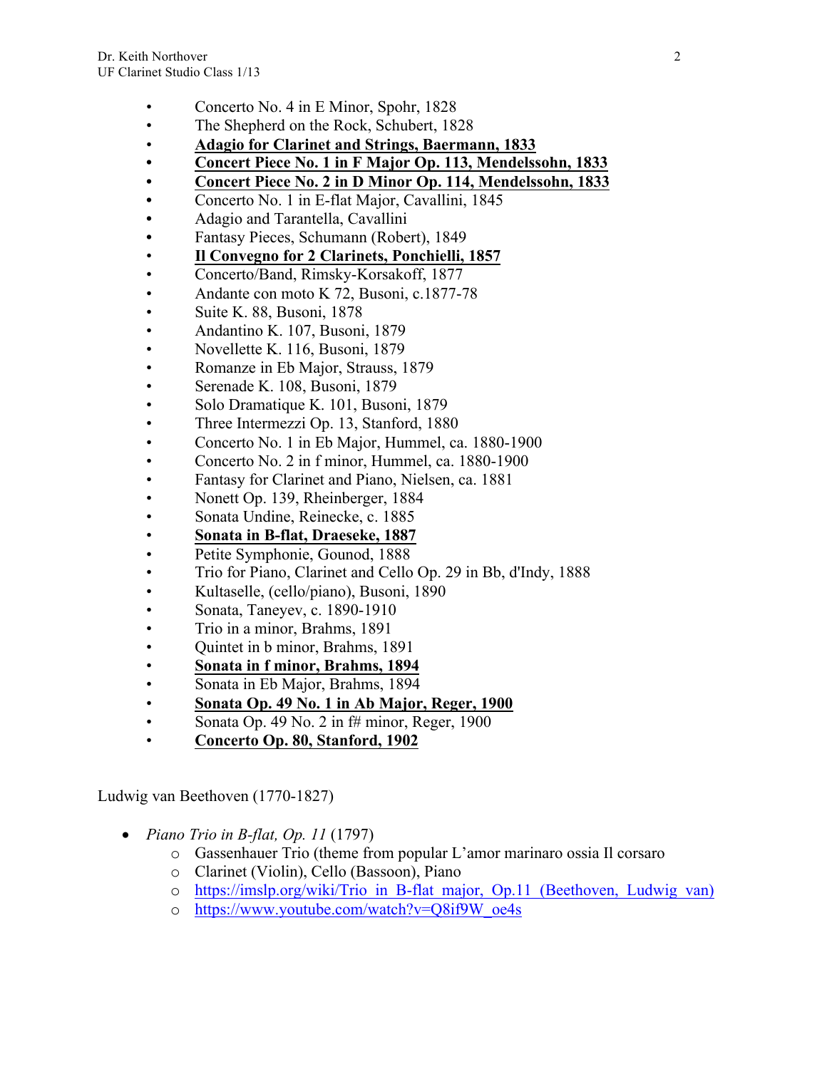- Concerto No. 4 in E Minor, Spohr, 1828
- The Shepherd on the Rock, Schubert, 1828
- **Adagio for Clarinet and Strings, Baermann, 1833**
- **Concert Piece No. 1 in F Major Op. 113, Mendelssohn, 1833**
- **Concert Piece No. 2 in D Minor Op. 114, Mendelssohn, 1833**
- Concerto No. 1 in E-flat Major, Cavallini, 1845
- Adagio and Tarantella, Cavallini
- Fantasy Pieces, Schumann (Robert), 1849
- **Il Convegno for 2 Clarinets, Ponchielli, 1857**
- Concerto/Band, Rimsky-Korsakoff, 1877
- Andante con moto K 72, Busoni, c.1877-78
- Suite K. 88, Busoni, 1878
- Andantino K. 107, Busoni, 1879
- Novellette K. 116, Busoni, 1879
- Romanze in Eb Major, Strauss, 1879
- Serenade K. 108, Busoni, 1879
- Solo Dramatique K. 101, Busoni, 1879
- Three Intermezzi Op. 13, Stanford, 1880
- Concerto No. 1 in Eb Major, Hummel, ca. 1880-1900
- Concerto No. 2 in f minor, Hummel, ca. 1880-1900
- Fantasy for Clarinet and Piano, Nielsen, ca. 1881
- Nonett Op. 139, Rheinberger, 1884
- Sonata Undine, Reinecke, c. 1885
- **Sonata in B-flat, Draeseke, 1887**
- Petite Symphonie, Gounod, 1888
- Trio for Piano, Clarinet and Cello Op. 29 in Bb, d'Indy, 1888
- Kultaselle, (cello/piano), Busoni, 1890
- Sonata, Taneyev, c. 1890-1910
- Trio in a minor, Brahms, 1891
- Quintet in b minor, Brahms, 1891
- **Sonata in f minor, Brahms, 1894**
- Sonata in Eb Major, Brahms, 1894
- **Sonata Op. 49 No. 1 in Ab Major, Reger, 1900**
- Sonata Op. 49 No. 2 in f# minor, Reger, 1900
- **Concerto Op. 80, Stanford, 1902**

Ludwig van Beethoven (1770-1827)

- *Piano Trio in B-flat, Op. 11* (1797)
  - Gassenhauer Trio (theme from popular L'amor marinaro ossia Il corsaro
  - Clarinet (Violin), Cello (Bassoon), Piano
  - https://imslp.org/wiki/Trio_in_B-flat_major,_Op.11_(Beethoven,_Ludwig_van)
  - https://www.youtube.com/watch?v=Q8if9W_oe4s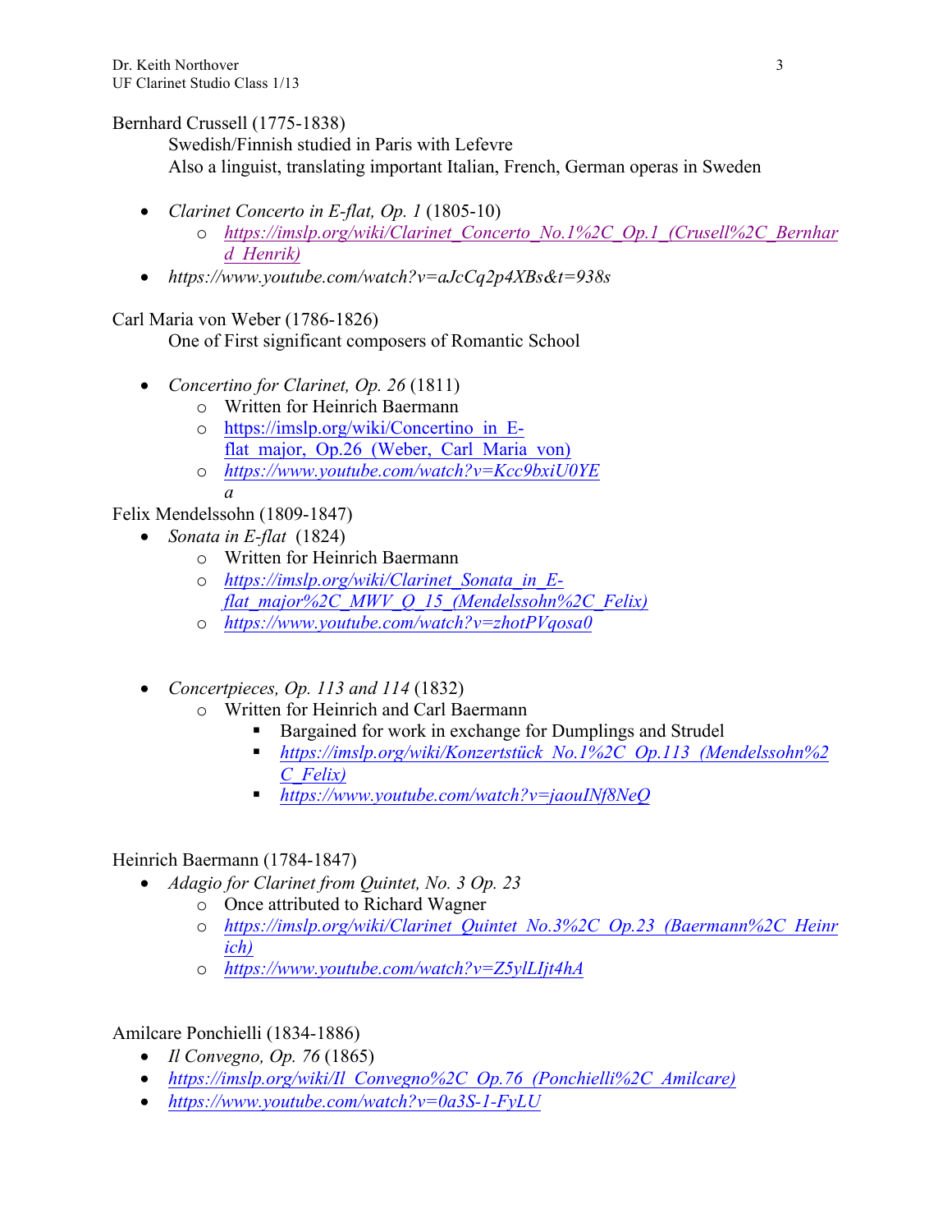Bernhard Crussell (1775-1838)

Swedish/Finnish studied in Paris with Lefevre

Also a linguist, translating important Italian, French, German operas in Sweden

- *Clarinet Concerto in E-flat, Op. 1* (1805-10)
  - *https://imslp.org/wiki/Clarinet_Concerto_No.1%2C_Op.1_(Crusell%2C_Bernhard_Henrik)*
- *https://www.youtube.com/watch?v=aJcCq2p4XBs&t=938s*

Carl Maria von Weber (1786-1826)

One of First significant composers of Romantic School

- *Concertino for Clarinet, Op. 26* (1811)
  - Written for Heinrich Baermann
  - https://imslp.org/wiki/Concertino_in_E-flat_major,_Op.26_(Weber,_Carl_Maria_von)
  - *https://www.youtube.com/watch?v=Kcc9bxiU0YE*
    *a*

Felix Mendelssohn (1809-1847)

- *Sonata in E-flat* (1824)
  - Written for Heinrich Baermann
  - *https://imslp.org/wiki/Clarinet_Sonata_in_E-flat_major%2C_MWV_Q_15_(Mendelssohn%2C_Felix)*
  - *https://www.youtube.com/watch?v=zhotPVqosa0*

- *Concertpieces, Op. 113 and 114* (1832)
  - Written for Heinrich and Carl Baermann
    - Bargained for work in exchange for Dumplings and Strudel
    - *https://imslp.org/wiki/Konzertstück_No.1%2C_Op.113_(Mendelssohn%2C_Felix)*
    - *https://www.youtube.com/watch?v=jaouINf8NeQ*

Heinrich Baermann (1784-1847)

- *Adagio for Clarinet from Quintet, No. 3 Op. 23*
  - Once attributed to Richard Wagner
  - *https://imslp.org/wiki/Clarinet_Quintet_No.3%2C_Op.23_(Baermann%2C_Heinrich)*
  - *https://www.youtube.com/watch?v=Z5ylLIjt4hA*

Amilcare Ponchielli (1834-1886)

- *Il Convegno, Op. 76* (1865)
- *https://imslp.org/wiki/Il_Convegno%2C_Op.76_(Ponchielli%2C_Amilcare)*
- *https://www.youtube.com/watch?v=0a3S-1-FyLU*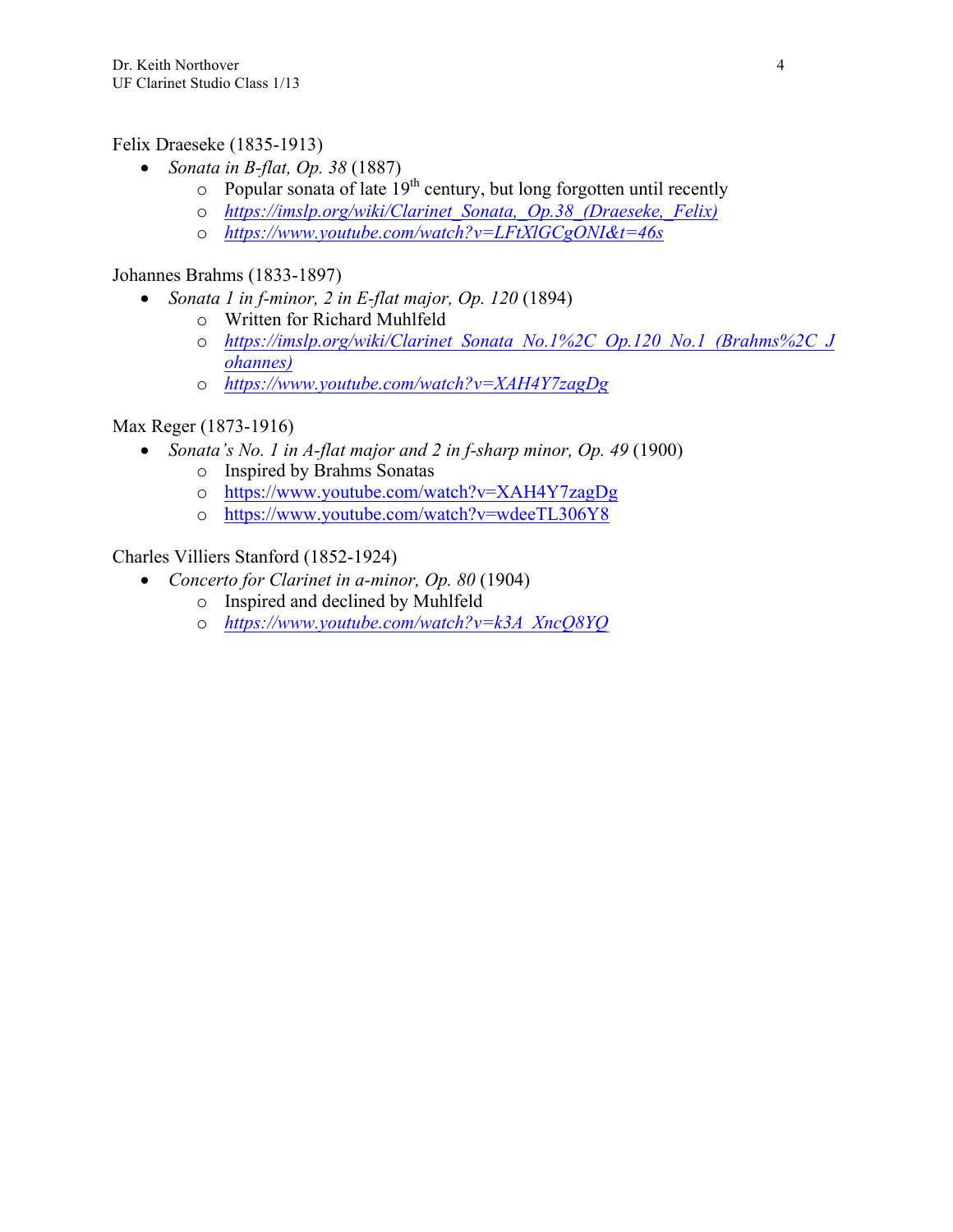Felix Draeseke (1835-1913)

- *Sonata in B-flat, Op. 38* (1887)
  - Popular sonata of late 19th century, but long forgotten until recently
  - *https://imslp.org/wiki/Clarinet_Sonata,_Op.38_(Draeseke,_Felix)*
  - *https://www.youtube.com/watch?v=LFtXlGCgONI&t=46s*

Johannes Brahms (1833-1897)

- *Sonata 1 in f-minor, 2 in E-flat major, Op. 120* (1894)
  - Written for Richard Muhlfeld
  - *https://imslp.org/wiki/Clarinet_Sonata_No.1%2C_Op.120_No.1_(Brahms%2C_Johannes)*
  - *https://www.youtube.com/watch?v=XAH4Y7zagDg*

Max Reger (1873-1916)

- *Sonata's No. 1 in A-flat major and 2 in f-sharp minor, Op. 49* (1900)
  - Inspired by Brahms Sonatas
  - https://www.youtube.com/watch?v=XAH4Y7zagDg
  - https://www.youtube.com/watch?v=wdeeTL306Y8

Charles Villiers Stanford (1852-1924)

- *Concerto for Clarinet in a-minor, Op. 80* (1904)
  - Inspired and declined by Muhlfeld
  - *https://www.youtube.com/watch?v=k3A_XncQ8YQ*